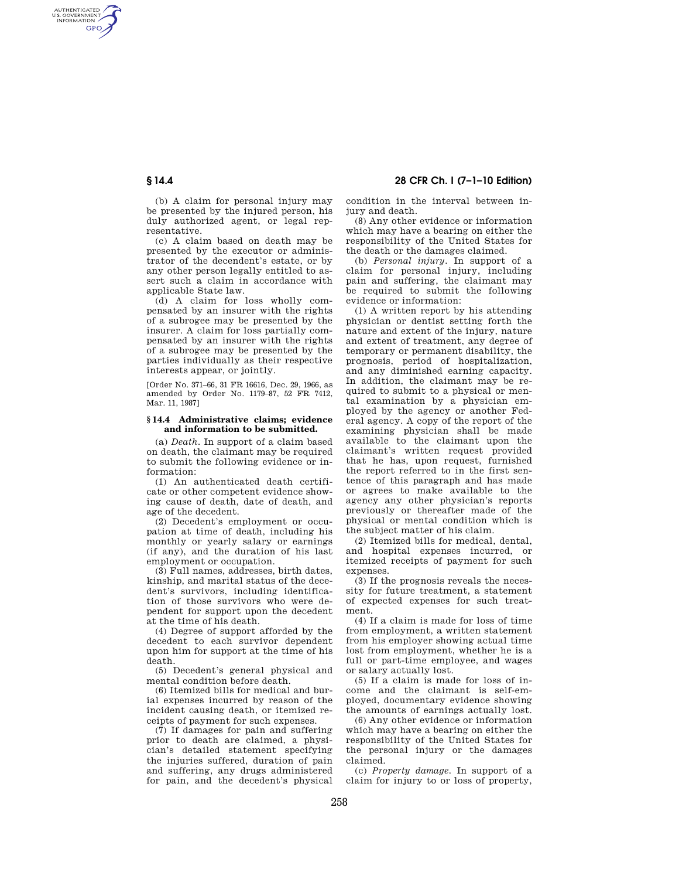(b) A claim for personal injury may be presented by the injured person, his duly authorized agent, or legal representative.

(c) A claim based on death may be presented by the executor or administrator of the decendent's estate, or by any other person legally entitled to assert such a claim in accordance with applicable State law.

(d) A claim for loss wholly compensated by an insurer with the rights of a subrogee may be presented by the insurer. A claim for loss partially compensated by an insurer with the rights of a subrogee may be presented by the parties individually as their respective interests appear, or jointly.

[Order No. 371–66, 31 FR 16616, Dec. 29, 1966, as amended by Order No. 1179–87, 52 FR 7412, Mar. 11, 1987]

### § 14.4 Administrative claims; evidence and information to be submitted.

(a) *Death.* In support of a claim based on death, the claimant may be required to submit the following evidence or information:

(1) An authenticated death certificate or other competent evidence showing cause of death, date of death, and age of the decedent.

(2) Decedent's employment or occupation at time of death, including his monthly or yearly salary or earnings (if any), and the duration of his last employment or occupation.

(3) Full names, addresses, birth dates, kinship, and marital status of the decedent's survivors, including identification of those survivors who were dependent for support upon the decedent at the time of his death.

(4) Degree of support afforded by the decedent to each survivor dependent upon him for support at the time of his death.

(5) Decedent's general physical and mental condition before death.

(6) Itemized bills for medical and burial expenses incurred by reason of the incident causing death, or itemized receipts of payment for such expenses.

(7) If damages for pain and suffering prior to death are claimed, a physician's detailed statement specifying the injuries suffered, duration of pain and suffering, any drugs administered for pain, and the decedent's physical condition in the interval between injury and death.

(8) Any other evidence or information which may have a bearing on either the responsibility of the United States for the death or the damages claimed.

(b) *Personal injury.* In support of a claim for personal injury, including pain and suffering, the claimant may be required to submit the following evidence or information:

(1) A written report by his attending physician or dentist setting forth the nature and extent of the injury, nature and extent of treatment, any degree of temporary or permanent disability, the prognosis, period of hospitalization, and any diminished earning capacity. In addition, the claimant may be required to submit to a physical or mental examination by a physician employed by the agency or another Federal agency. A copy of the report of the examining physician shall be made available to the claimant upon the claimant's written request provided that he has, upon request, furnished the report referred to in the first sentence of this paragraph and has made or agrees to make available to the agency any other physician's reports previously or thereafter made of the physical or mental condition which is the subject matter of his claim.

(2) Itemized bills for medical, dental, and hospital expenses incurred, or itemized receipts of payment for such expenses.

(3) If the prognosis reveals the necessity for future treatment, a statement of expected expenses for such treatment.

(4) If a claim is made for loss of time from employment, a written statement from his employer showing actual time lost from employment, whether he is a full or part-time employee, and wages or salary actually lost.

(5) If a claim is made for loss of income and the claimant is self-employed, documentary evidence showing the amounts of earnings actually lost.

(6) Any other evidence or information which may have a bearing on either the responsibility of the United States for the personal injury or the damages claimed.

(c) *Property damage.* In support of a claim for injury to or loss of property,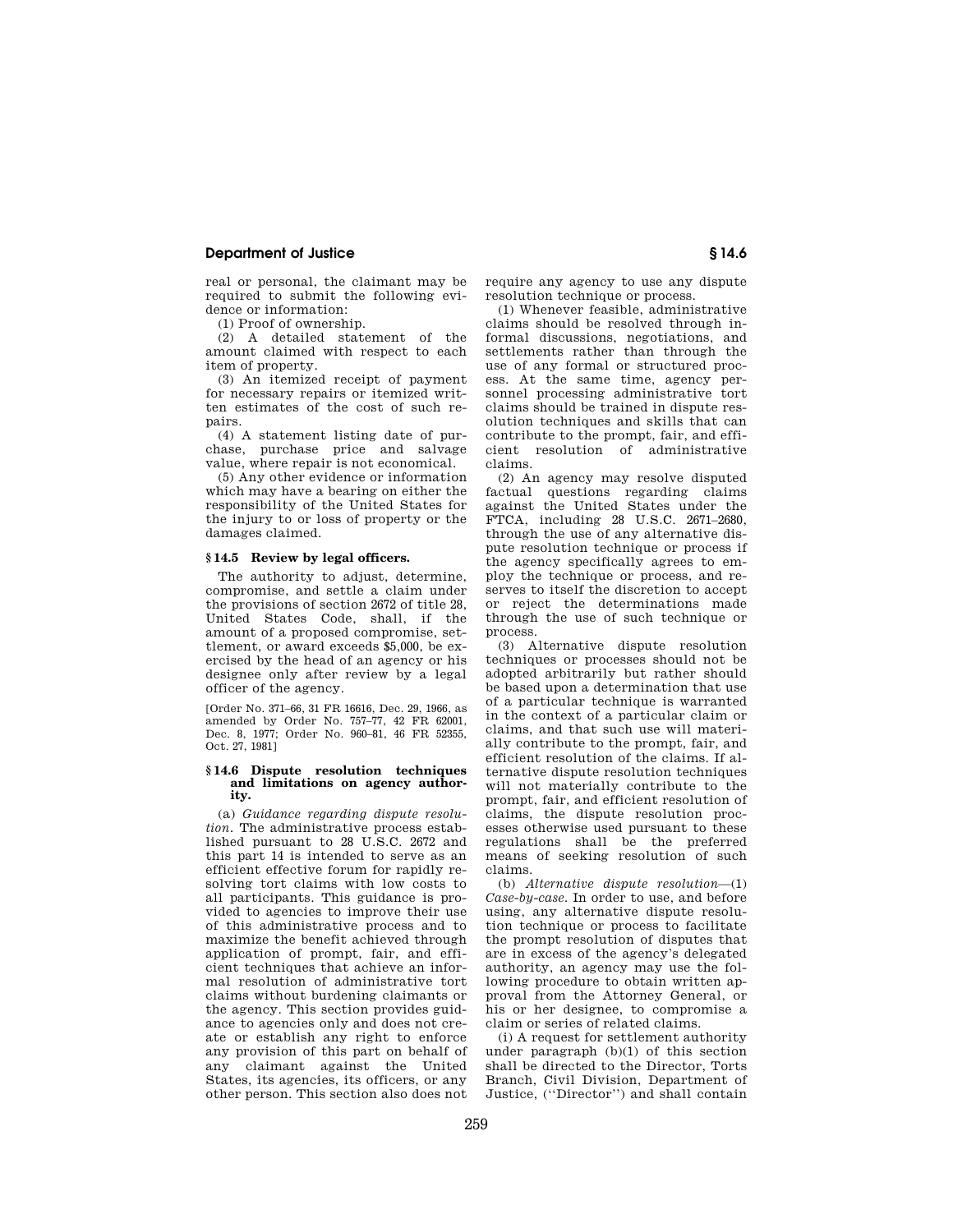real or personal, the claimant may be required to submit the following evidence or information:

(1) Proof of ownership.

(2) A detailed statement of the amount claimed with respect to each item of property.

(3) An itemized receipt of payment for necessary repairs or itemized written estimates of the cost of such repairs.

(4) A statement listing date of purchase, purchase price and salvage value, where repair is not economical.

(5) Any other evidence or information which may have a bearing on either the responsibility of the United States for the injury to or loss of property or the damages claimed.

### § 14.5 Review by legal officers.

The authority to adjust, determine, compromise, and settle a claim under the provisions of section 2672 of title 28, United States Code, shall, if the amount of a proposed compromise, settlement, or award exceeds $5,000, be exercised by the head of an agency or his designee only after review by a legal officer of the agency.

[Order No. 371–66, 31 FR 16616, Dec. 29, 1966, as amended by Order No. 757–77, 42 FR 62001, Dec. 8, 1977; Order No. 960–81, 46 FR 52355, Oct. 27, 1981]

### § 14.6 Dispute resolution techniques and limitations on agency authority.

(a) *Guidance regarding dispute resolution.* The administrative process established pursuant to 28 U.S.C. 2672 and this part 14 is intended to serve as an efficient effective forum for rapidly resolving tort claims with low costs to all participants. This guidance is provided to agencies to improve their use of this administrative process and to maximize the benefit achieved through application of prompt, fair, and efficient techniques that achieve an informal resolution of administrative tort claims without burdening claimants or the agency. This section provides guidance to agencies only and does not create or establish any right to enforce any provision of this part on behalf of any claimant against the United States, its agencies, its officers, or any other person. This section also does not require any agency to use any dispute resolution technique or process.

(1) Whenever feasible, administrative claims should be resolved through informal discussions, negotiations, and settlements rather than through the use of any formal or structured process. At the same time, agency personnel processing administrative tort claims should be trained in dispute resolution techniques and skills that can contribute to the prompt, fair, and efficient resolution of administrative claims.

(2) An agency may resolve disputed factual questions regarding claims against the United States under the FTCA, including 28 U.S.C. 2671–2680, through the use of any alternative dispute resolution technique or process if the agency specifically agrees to employ the technique or process, and reserves to itself the discretion to accept or reject the determinations made through the use of such technique or process.

(3) Alternative dispute resolution techniques or processes should not be adopted arbitrarily but rather should be based upon a determination that use of a particular technique is warranted in the context of a particular claim or claims, and that such use will materially contribute to the prompt, fair, and efficient resolution of the claims. If alternative dispute resolution techniques will not materially contribute to the prompt, fair, and efficient resolution of claims, the dispute resolution processes otherwise used pursuant to these regulations shall be the preferred means of seeking resolution of such claims.

(b) *Alternative dispute resolution*—(1) *Case-by-case.* In order to use, and before using, any alternative dispute resolution technique or process to facilitate the prompt resolution of disputes that are in excess of the agency's delegated authority, an agency may use the following procedure to obtain written approval from the Attorney General, or his or her designee, to compromise a claim or series of related claims.

(i) A request for settlement authority under paragraph (b)(1) of this section shall be directed to the Director, Torts Branch, Civil Division, Department of Justice, (''Director'') and shall contain